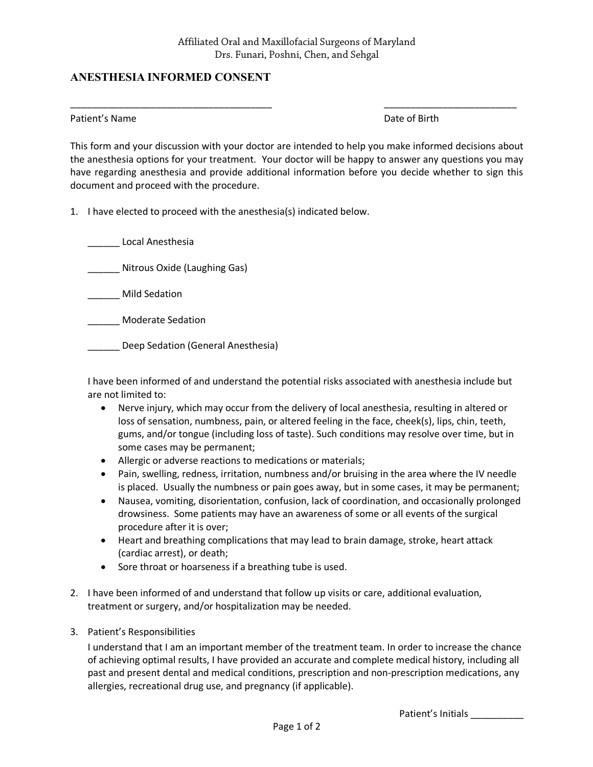Affiliated Oral and Maxillofacial Surgeons of Maryland
Drs. Funari, Poshni, Chen, and Sehgal

# ANESTHESIA INFORMED CONSENT

______________________________________ Patient's Name

_________________________ Date of Birth

This form and your discussion with your doctor are intended to help you make informed decisions about the anesthesia options for your treatment. Your doctor will be happy to answer any questions you may have regarding anesthesia and provide additional information before you decide whether to sign this document and proceed with the procedure.

1. I have elected to proceed with the anesthesia(s) indicated below.

   ______ Local Anesthesia

   ______ Nitrous Oxide (Laughing Gas)

   ______ Mild Sedation

   ______ Moderate Sedation

   ______ Deep Sedation (General Anesthesia)

   I have been informed of and understand the potential risks associated with anesthesia include but are not limited to:

   - Nerve injury, which may occur from the delivery of local anesthesia, resulting in altered or loss of sensation, numbness, pain, or altered feeling in the face, cheek(s), lips, chin, teeth, gums, and/or tongue (including loss of taste). Such conditions may resolve over time, but in some cases may be permanent;
   - Allergic or adverse reactions to medications or materials;
   - Pain, swelling, redness, irritation, numbness and/or bruising in the area where the IV needle is placed. Usually the numbness or pain goes away, but in some cases, it may be permanent;
   - Nausea, vomiting, disorientation, confusion, lack of coordination, and occasionally prolonged drowsiness. Some patients may have an awareness of some or all events of the surgical procedure after it is over;
   - Heart and breathing complications that may lead to brain damage, stroke, heart attack (cardiac arrest), or death;
   - Sore throat or hoarseness if a breathing tube is used.

2. I have been informed of and understand that follow up visits or care, additional evaluation, treatment or surgery, and/or hospitalization may be needed.

3. Patient's Responsibilities

   I understand that I am an important member of the treatment team. In order to increase the chance of achieving optimal results, I have provided an accurate and complete medical history, including all past and present dental and medical conditions, prescription and non-prescription medications, any allergies, recreational drug use, and pregnancy (if applicable).

Patient's Initials __________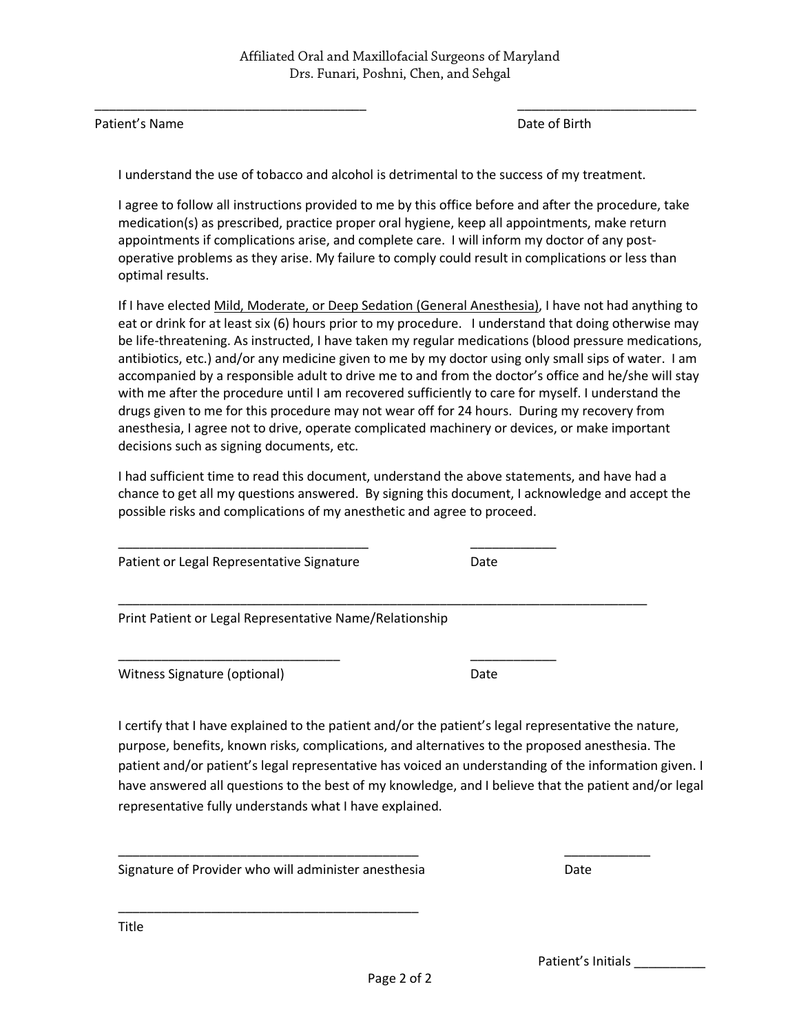Affiliated Oral and Maxillofacial Surgeons of Maryland
Drs. Funari, Poshni, Chen, and Sehgal

_______________________________________ &nbsp;&nbsp;&nbsp;&nbsp; __________________________

Patient's Name &nbsp;&nbsp;&nbsp;&nbsp; Date of Birth

I understand the use of tobacco and alcohol is detrimental to the success of my treatment.

I agree to follow all instructions provided to me by this office before and after the procedure, take medication(s) as prescribed, practice proper oral hygiene, keep all appointments, make return appointments if complications arise, and complete care. I will inform my doctor of any post-operative problems as they arise. My failure to comply could result in complications or less than optimal results.

If I have elected <u>Mild, Moderate, or Deep Sedation (General Anesthesia)</u>, I have not had anything to eat or drink for at least six (6) hours prior to my procedure. I understand that doing otherwise may be life-threatening. As instructed, I have taken my regular medications (blood pressure medications, antibiotics, etc.) and/or any medicine given to me by my doctor using only small sips of water. I am accompanied by a responsible adult to drive me to and from the doctor's office and he/she will stay with me after the procedure until I am recovered sufficiently to care for myself. I understand the drugs given to me for this procedure may not wear off for 24 hours. During my recovery from anesthesia, I agree not to drive, operate complicated machinery or devices, or make important decisions such as signing documents, etc.

I had sufficient time to read this document, understand the above statements, and have had a chance to get all my questions answered. By signing this document, I acknowledge and accept the possible risks and complications of my anesthetic and agree to proceed.

___________________________________ &nbsp;&nbsp;&nbsp;&nbsp; ____________

Patient or Legal Representative Signature &nbsp;&nbsp;&nbsp;&nbsp; Date

_____________________________________________________________________________

Print Patient or Legal Representative Name/Relationship

_______________________________ &nbsp;&nbsp;&nbsp;&nbsp; ____________

Witness Signature (optional) &nbsp;&nbsp;&nbsp;&nbsp; Date

I certify that I have explained to the patient and/or the patient's legal representative the nature, purpose, benefits, known risks, complications, and alternatives to the proposed anesthesia. The patient and/or patient's legal representative has voiced an understanding of the information given. I have answered all questions to the best of my knowledge, and I believe that the patient and/or legal representative fully understands what I have explained.

__________________________________________ &nbsp;&nbsp;&nbsp;&nbsp; ____________

Signature of Provider who will administer anesthesia &nbsp;&nbsp;&nbsp;&nbsp; Date

__________________________________________

Title

Patient's Initials __________